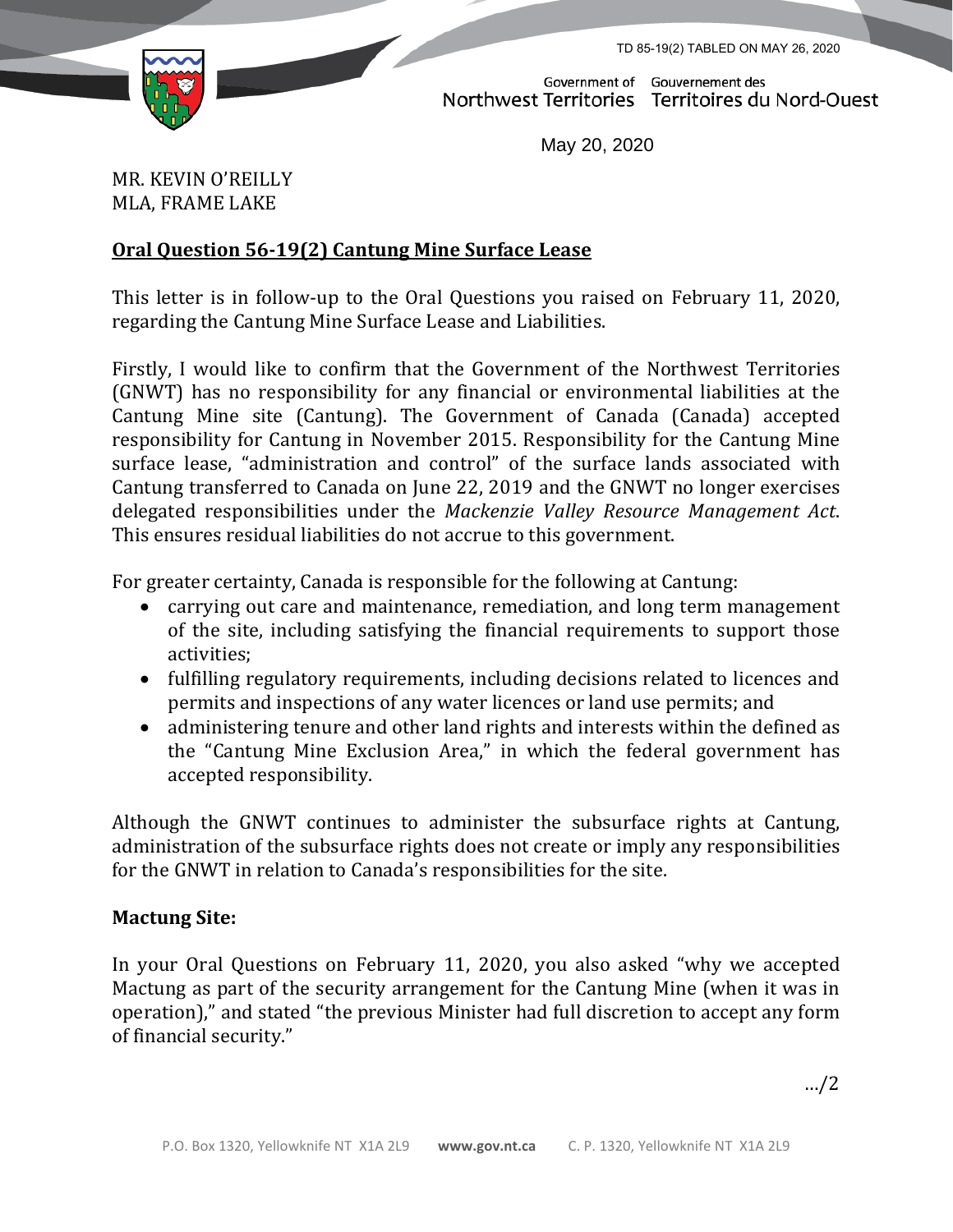TD 85-19(2) TABLED ON MAY 26, 2020

Government of Northwest Territories    Gouvernement des Territoires du Nord-Ouest

May 20, 2020

MR. KEVIN O'REILLY
MLA, FRAME LAKE

**Oral Question 56-19(2) Cantung Mine Surface Lease**

This letter is in follow-up to the Oral Questions you raised on February 11, 2020, regarding the Cantung Mine Surface Lease and Liabilities.

Firstly, I would like to confirm that the Government of the Northwest Territories (GNWT) has no responsibility for any financial or environmental liabilities at the Cantung Mine site (Cantung). The Government of Canada (Canada) accepted responsibility for Cantung in November 2015. Responsibility for the Cantung Mine surface lease, "administration and control" of the surface lands associated with Cantung transferred to Canada on June 22, 2019 and the GNWT no longer exercises delegated responsibilities under the *Mackenzie Valley Resource Management Act*. This ensures residual liabilities do not accrue to this government.

For greater certainty, Canada is responsible for the following at Cantung:

- carrying out care and maintenance, remediation, and long term management of the site, including satisfying the financial requirements to support those activities;
- fulfilling regulatory requirements, including decisions related to licences and permits and inspections of any water licences or land use permits; and
- administering tenure and other land rights and interests within the defined as the "Cantung Mine Exclusion Area," in which the federal government has accepted responsibility.

Although the GNWT continues to administer the subsurface rights at Cantung, administration of the subsurface rights does not create or imply any responsibilities for the GNWT in relation to Canada's responsibilities for the site.

**Mactung Site:**

In your Oral Questions on February 11, 2020, you also asked "why we accepted Mactung as part of the security arrangement for the Cantung Mine (when it was in operation)," and stated "the previous Minister had full discretion to accept any form of financial security."

…/2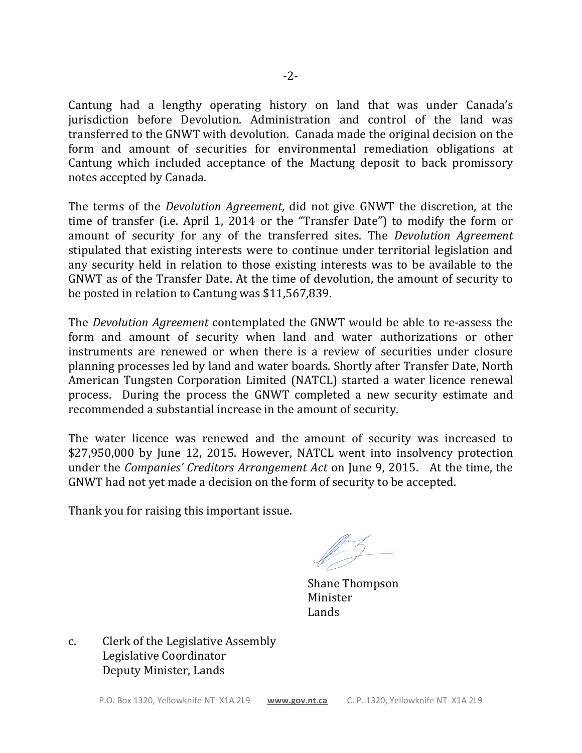Cantung had a lengthy operating history on land that was under Canada's jurisdiction before Devolution. Administration and control of the land was transferred to the GNWT with devolution. Canada made the original decision on the form and amount of securities for environmental remediation obligations at Cantung which included acceptance of the Mactung deposit to back promissory notes accepted by Canada.

The terms of the *Devolution Agreement*, did not give GNWT the discretion, at the time of transfer (i.e. April 1, 2014 or the "Transfer Date") to modify the form or amount of security for any of the transferred sites. The *Devolution Agreement* stipulated that existing interests were to continue under territorial legislation and any security held in relation to those existing interests was to be available to the GNWT as of the Transfer Date. At the time of devolution, the amount of security to be posted in relation to Cantung was $11,567,839.

The *Devolution Agreement* contemplated the GNWT would be able to re-assess the form and amount of security when land and water authorizations or other instruments are renewed or when there is a review of securities under closure planning processes led by land and water boards. Shortly after Transfer Date, North American Tungsten Corporation Limited (NATCL) started a water licence renewal process. During the process the GNWT completed a new security estimate and recommended a substantial increase in the amount of security.

The water licence was renewed and the amount of security was increased to $27,950,000 by June 12, 2015. However, NATCL went into insolvency protection under the *Companies' Creditors Arrangement Act* on June 9, 2015. At the time, the GNWT had not yet made a decision on the form of security to be accepted.

Thank you for raising this important issue.

Shane Thompson
Minister
Lands

c. Clerk of the Legislative Assembly
Legislative Coordinator
Deputy Minister, Lands